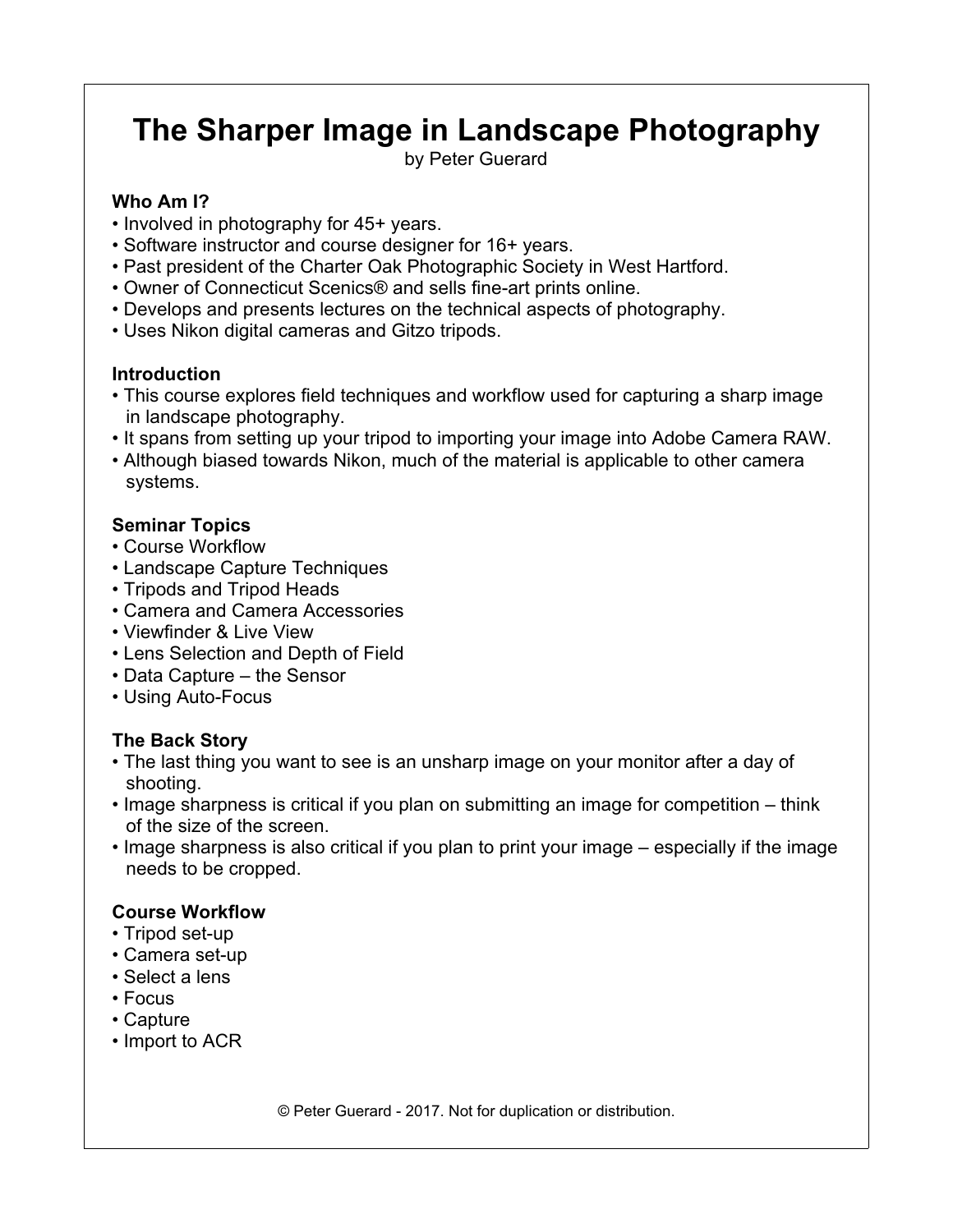# The Sharper Image in Landscape Photography

by Peter Guerard

### Who Am I?

- Involved in photography for 45+ years.
- Software instructor and course designer for 16+ years.
- Past president of the Charter Oak Photographic Society in West Hartford.
- Owner of Connecticut Scenics® and sells fine-art prints online.
- Develops and presents lectures on the technical aspects of photography.
- Uses Nikon digital cameras and Gitzo tripods.

### Introduction

- This course explores field techniques and workflow used for capturing a sharp image in landscape photography.
- It spans from setting up your tripod to importing your image into Adobe Camera RAW.
- Although biased towards Nikon, much of the material is applicable to other camera systems.

### Seminar Topics

- Course Workflow
- Landscape Capture Techniques
- Tripods and Tripod Heads
- Camera and Camera Accessories
- Viewfinder & Live View
- Lens Selection and Depth of Field
- Data Capture – the Sensor
- Using Auto-Focus

### The Back Story

- The last thing you want to see is an unsharp image on your monitor after a day of shooting.
- Image sharpness is critical if you plan on submitting an image for competition – think of the size of the screen.
- Image sharpness is also critical if you plan to print your image – especially if the image needs to be cropped.

### Course Workflow

- Tripod set-up
- Camera set-up
- Select a lens
- Focus
- Capture
- Import to ACR

© Peter Guerard - 2017. Not for duplication or distribution.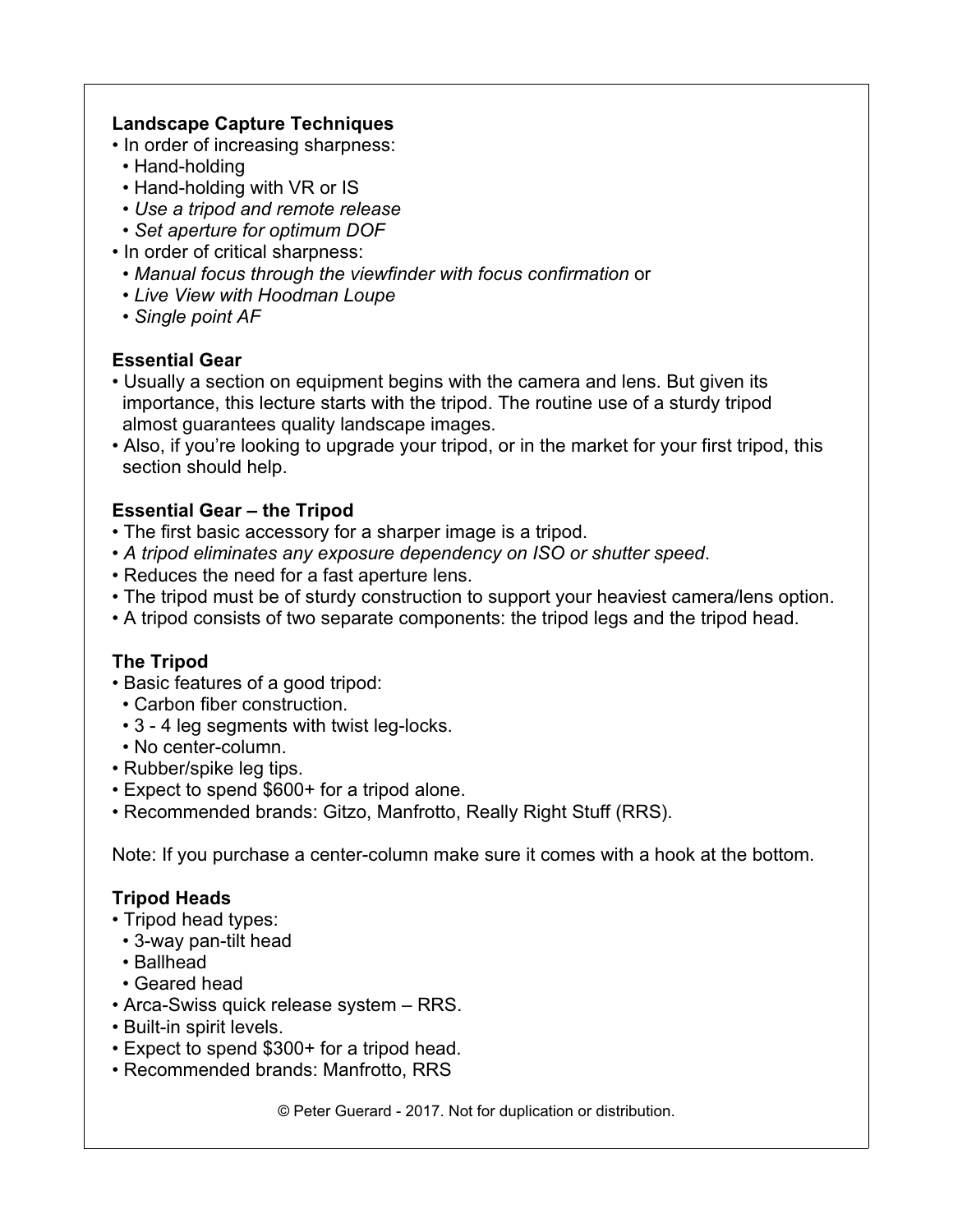**Landscape Capture Techniques**

- In order of increasing sharpness:
  - Hand-holding
  - Hand-holding with VR or IS
  - *Use a tripod and remote release*
  - *Set aperture for optimum DOF*
- In order of critical sharpness:
  - *Manual focus through the viewfinder with focus confirmation* or
  - *Live View with Hoodman Loupe*
  - *Single point AF*

**Essential Gear**

- Usually a section on equipment begins with the camera and lens. But given its importance, this lecture starts with the tripod. The routine use of a sturdy tripod almost guarantees quality landscape images.
- Also, if you're looking to upgrade your tripod, or in the market for your first tripod, this section should help.

**Essential Gear – the Tripod**

- The first basic accessory for a sharper image is a tripod.
- *A tripod eliminates any exposure dependency on ISO or shutter speed*.
- Reduces the need for a fast aperture lens.
- The tripod must be of sturdy construction to support your heaviest camera/lens option.
- A tripod consists of two separate components: the tripod legs and the tripod head.

**The Tripod**

- Basic features of a good tripod:
  - Carbon fiber construction.
  - 3 - 4 leg segments with twist leg-locks.
  - No center-column.
- Rubber/spike leg tips.
- Expect to spend $600+ for a tripod alone.
- Recommended brands: Gitzo, Manfrotto, Really Right Stuff (RRS).

Note: If you purchase a center-column make sure it comes with a hook at the bottom.

**Tripod Heads**

- Tripod head types:
  - 3-way pan-tilt head
  - Ballhead
  - Geared head
- Arca-Swiss quick release system – RRS.
- Built-in spirit levels.
- Expect to spend $300+ for a tripod head.
- Recommended brands: Manfrotto, RRS

© Peter Guerard - 2017. Not for duplication or distribution.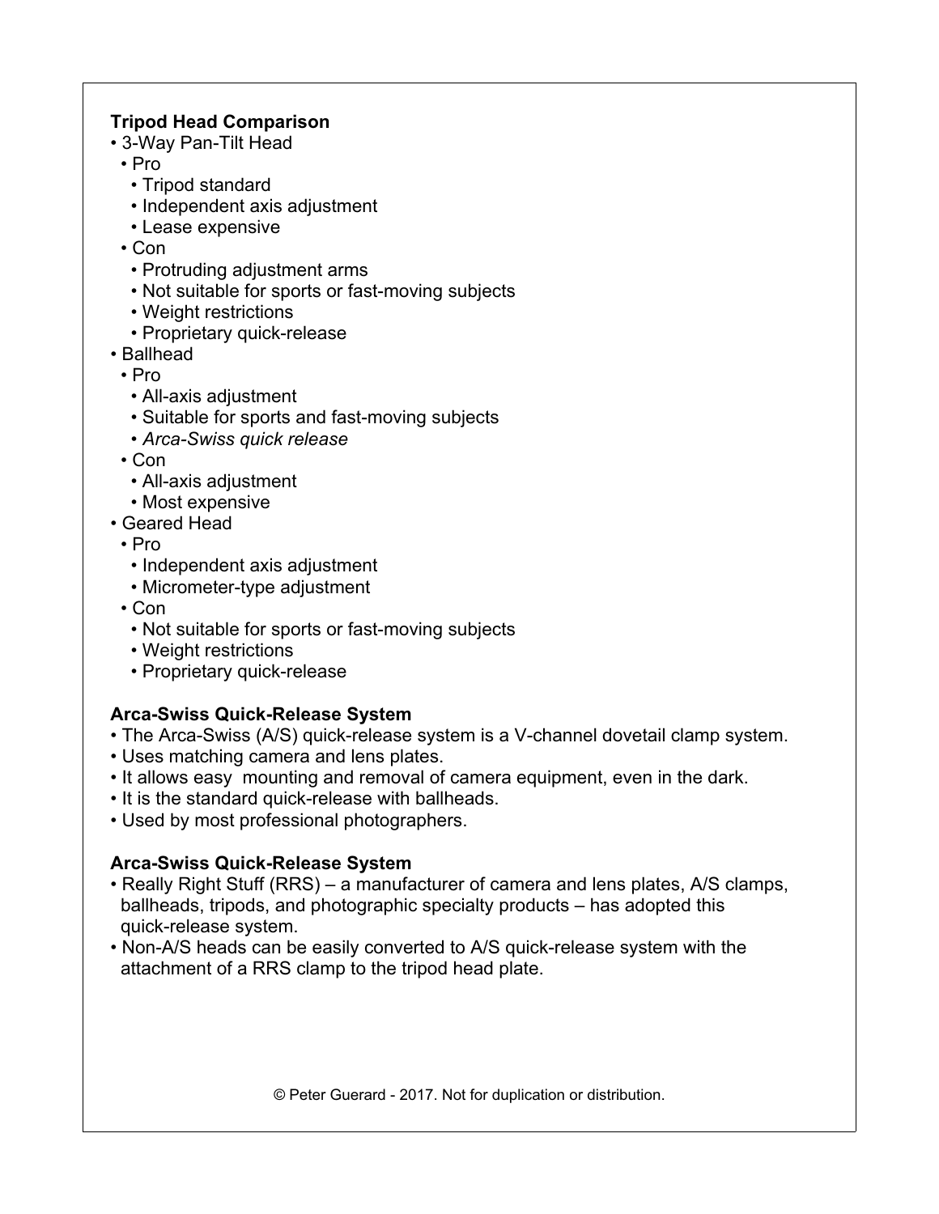**Tripod Head Comparison**

- 3-Way Pan-Tilt Head
  - Pro
    - Tripod standard
    - Independent axis adjustment
    - Lease expensive
  - Con
    - Protruding adjustment arms
    - Not suitable for sports or fast-moving subjects
    - Weight restrictions
    - Proprietary quick-release
- Ballhead
  - Pro
    - All-axis adjustment
    - Suitable for sports and fast-moving subjects
    - *Arca-Swiss quick release*
  - Con
    - All-axis adjustment
    - Most expensive
- Geared Head
  - Pro
    - Independent axis adjustment
    - Micrometer-type adjustment
  - Con
    - Not suitable for sports or fast-moving subjects
    - Weight restrictions
    - Proprietary quick-release

**Arca-Swiss Quick-Release System**

- The Arca-Swiss (A/S) quick-release system is a V-channel dovetail clamp system.
- Uses matching camera and lens plates.
- It allows easy mounting and removal of camera equipment, even in the dark.
- It is the standard quick-release with ballheads.
- Used by most professional photographers.

**Arca-Swiss Quick-Release System**

- Really Right Stuff (RRS) – a manufacturer of camera and lens plates, A/S clamps, ballheads, tripods, and photographic specialty products – has adopted this quick-release system.
- Non-A/S heads can be easily converted to A/S quick-release system with the attachment of a RRS clamp to the tripod head plate.

© Peter Guerard - 2017. Not for duplication or distribution.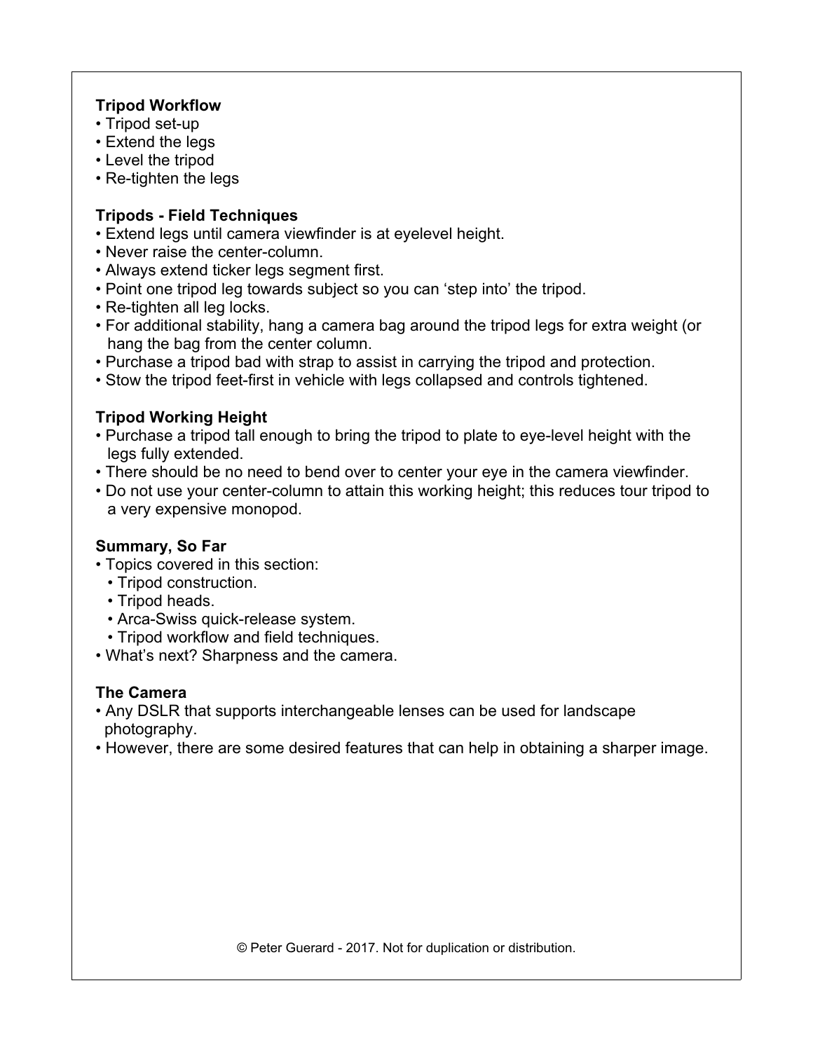**Tripod Workflow**
- Tripod set-up
- Extend the legs
- Level the tripod
- Re-tighten the legs

**Tripods - Field Techniques**
- Extend legs until camera viewfinder is at eyelevel height.
- Never raise the center-column.
- Always extend ticker legs segment first.
- Point one tripod leg towards subject so you can 'step into' the tripod.
- Re-tighten all leg locks.
- For additional stability, hang a camera bag around the tripod legs for extra weight (or hang the bag from the center column.
- Purchase a tripod bad with strap to assist in carrying the tripod and protection.
- Stow the tripod feet-first in vehicle with legs collapsed and controls tightened.

**Tripod Working Height**
- Purchase a tripod tall enough to bring the tripod to plate to eye-level height with the legs fully extended.
- There should be no need to bend over to center your eye in the camera viewfinder.
- Do not use your center-column to attain this working height; this reduces tour tripod to a very expensive monopod.

**Summary, So Far**
- Topics covered in this section:
  - Tripod construction.
  - Tripod heads.
  - Arca-Swiss quick-release system.
  - Tripod workflow and field techniques.
- What's next? Sharpness and the camera.

**The Camera**
- Any DSLR that supports interchangeable lenses can be used for landscape photography.
- However, there are some desired features that can help in obtaining a sharper image.

© Peter Guerard - 2017. Not for duplication or distribution.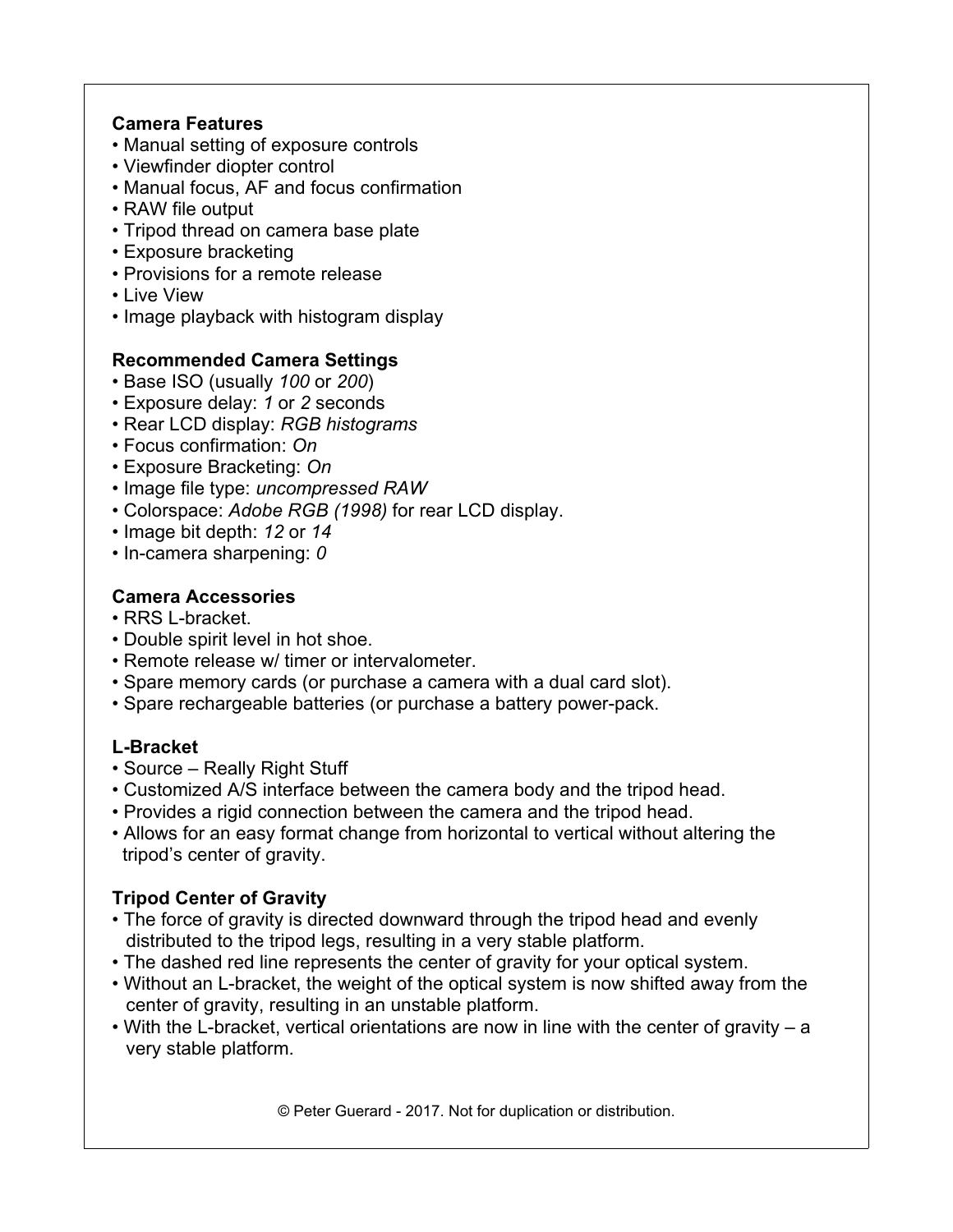**Camera Features**

- Manual setting of exposure controls
- Viewfinder diopter control
- Manual focus, AF and focus confirmation
- RAW file output
- Tripod thread on camera base plate
- Exposure bracketing
- Provisions for a remote release
- Live View
- Image playback with histogram display

**Recommended Camera Settings**

- Base ISO (usually *100* or *200*)
- Exposure delay: *1* or *2* seconds
- Rear LCD display: *RGB histograms*
- Focus confirmation: *On*
- Exposure Bracketing: *On*
- Image file type: *uncompressed RAW*
- Colorspace: *Adobe RGB (1998)* for rear LCD display.
- Image bit depth: *12* or *14*
- In-camera sharpening: *0*

**Camera Accessories**

- RRS L-bracket.
- Double spirit level in hot shoe.
- Remote release w/ timer or intervalometer.
- Spare memory cards (or purchase a camera with a dual card slot).
- Spare rechargeable batteries (or purchase a battery power-pack.

**L-Bracket**

- Source – Really Right Stuff
- Customized A/S interface between the camera body and the tripod head.
- Provides a rigid connection between the camera and the tripod head.
- Allows for an easy format change from horizontal to vertical without altering the tripod's center of gravity.

**Tripod Center of Gravity**

- The force of gravity is directed downward through the tripod head and evenly distributed to the tripod legs, resulting in a very stable platform.
- The dashed red line represents the center of gravity for your optical system.
- Without an L-bracket, the weight of the optical system is now shifted away from the center of gravity, resulting in an unstable platform.
- With the L-bracket, vertical orientations are now in line with the center of gravity – a very stable platform.

© Peter Guerard - 2017. Not for duplication or distribution.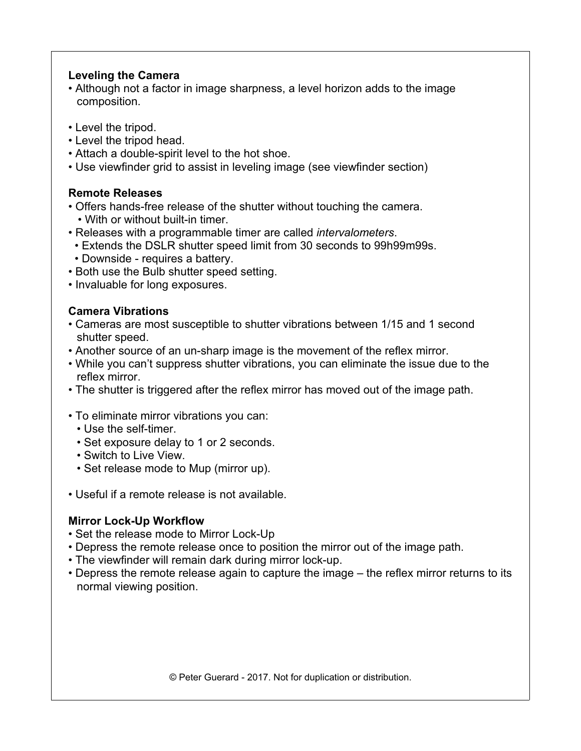## Leveling the Camera

- Although not a factor in image sharpness, a level horizon adds to the image composition.

- Level the tripod.
- Level the tripod head.
- Attach a double-spirit level to the hot shoe.
- Use viewfinder grid to assist in leveling image (see viewfinder section)

## Remote Releases

- Offers hands-free release of the shutter without touching the camera.
  - With or without built-in timer.
- Releases with a programmable timer are called *intervalometers*.
  - Extends the DSLR shutter speed limit from 30 seconds to 99h99m99s.
  - Downside - requires a battery.
- Both use the Bulb shutter speed setting.
- Invaluable for long exposures.

## Camera Vibrations

- Cameras are most susceptible to shutter vibrations between 1/15 and 1 second shutter speed.
- Another source of an un-sharp image is the movement of the reflex mirror.
- While you can't suppress shutter vibrations, you can eliminate the issue due to the reflex mirror.
- The shutter is triggered after the reflex mirror has moved out of the image path.

- To eliminate mirror vibrations you can:
  - Use the self-timer.
  - Set exposure delay to 1 or 2 seconds.
  - Switch to Live View.
  - Set release mode to Mup (mirror up).

- Useful if a remote release is not available.

## Mirror Lock-Up Workflow

- Set the release mode to Mirror Lock-Up
- Depress the remote release once to position the mirror out of the image path.
- The viewfinder will remain dark during mirror lock-up.
- Depress the remote release again to capture the image – the reflex mirror returns to its normal viewing position.

© Peter Guerard - 2017. Not for duplication or distribution.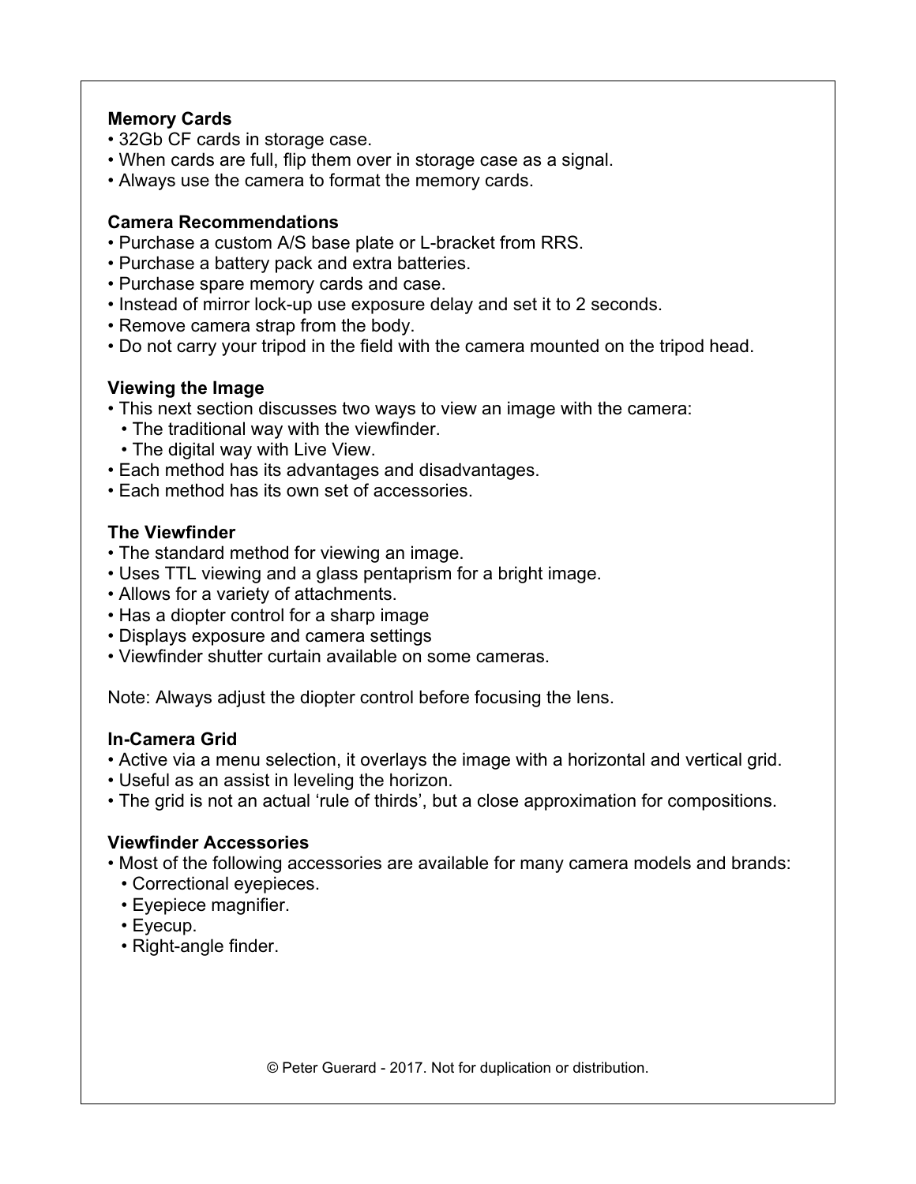### Memory Cards

- 32Gb CF cards in storage case.
- When cards are full, flip them over in storage case as a signal.
- Always use the camera to format the memory cards.

### Camera Recommendations

- Purchase a custom A/S base plate or L-bracket from RRS.
- Purchase a battery pack and extra batteries.
- Purchase spare memory cards and case.
- Instead of mirror lock-up use exposure delay and set it to 2 seconds.
- Remove camera strap from the body.
- Do not carry your tripod in the field with the camera mounted on the tripod head.

### Viewing the Image

- This next section discusses two ways to view an image with the camera:
  - The traditional way with the viewfinder.
  - The digital way with Live View.
- Each method has its advantages and disadvantages.
- Each method has its own set of accessories.

### The Viewfinder

- The standard method for viewing an image.
- Uses TTL viewing and a glass pentaprism for a bright image.
- Allows for a variety of attachments.
- Has a diopter control for a sharp image
- Displays exposure and camera settings
- Viewfinder shutter curtain available on some cameras.

Note: Always adjust the diopter control before focusing the lens.

### In-Camera Grid

- Active via a menu selection, it overlays the image with a horizontal and vertical grid.
- Useful as an assist in leveling the horizon.
- The grid is not an actual ‘rule of thirds’, but a close approximation for compositions.

### Viewfinder Accessories

- Most of the following accessories are available for many camera models and brands:
  - Correctional eyepieces.
  - Eyepiece magnifier.
  - Eyecup.
  - Right-angle finder.

© Peter Guerard - 2017. Not for duplication or distribution.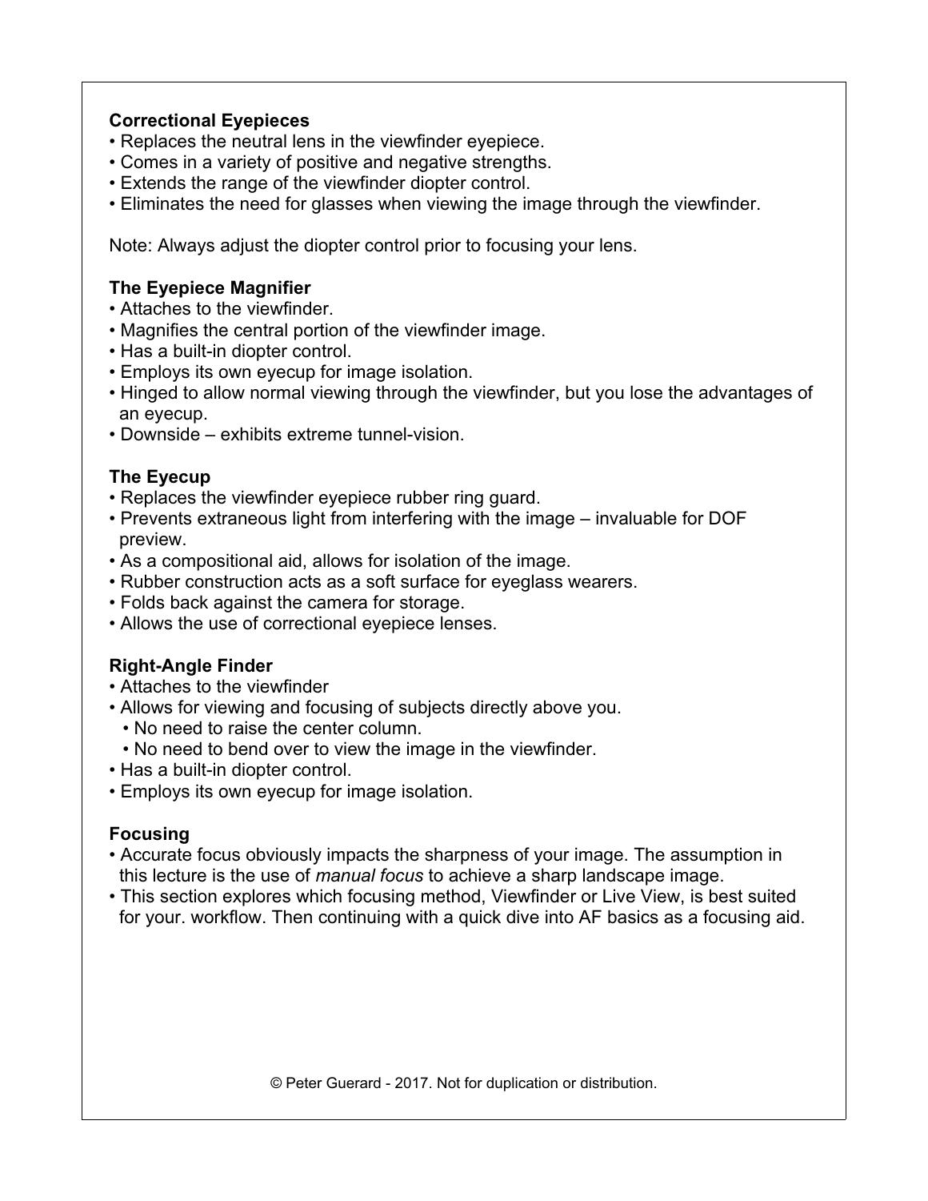**Correctional Eyepieces**

- Replaces the neutral lens in the viewfinder eyepiece.
- Comes in a variety of positive and negative strengths.
- Extends the range of the viewfinder diopter control.
- Eliminates the need for glasses when viewing the image through the viewfinder.

Note: Always adjust the diopter control prior to focusing your lens.

**The Eyepiece Magnifier**

- Attaches to the viewfinder.
- Magnifies the central portion of the viewfinder image.
- Has a built-in diopter control.
- Employs its own eyecup for image isolation.
- Hinged to allow normal viewing through the viewfinder, but you lose the advantages of an eyecup.
- Downside – exhibits extreme tunnel-vision.

**The Eyecup**

- Replaces the viewfinder eyepiece rubber ring guard.
- Prevents extraneous light from interfering with the image – invaluable for DOF preview.
- As a compositional aid, allows for isolation of the image.
- Rubber construction acts as a soft surface for eyeglass wearers.
- Folds back against the camera for storage.
- Allows the use of correctional eyepiece lenses.

**Right-Angle Finder**

- Attaches to the viewfinder
- Allows for viewing and focusing of subjects directly above you.
  - No need to raise the center column.
  - No need to bend over to view the image in the viewfinder.
- Has a built-in diopter control.
- Employs its own eyecup for image isolation.

**Focusing**

- Accurate focus obviously impacts the sharpness of your image. The assumption in this lecture is the use of *manual focus* to achieve a sharp landscape image.
- This section explores which focusing method, Viewfinder or Live View, is best suited for your. workflow. Then continuing with a quick dive into AF basics as a focusing aid.

© Peter Guerard - 2017. Not for duplication or distribution.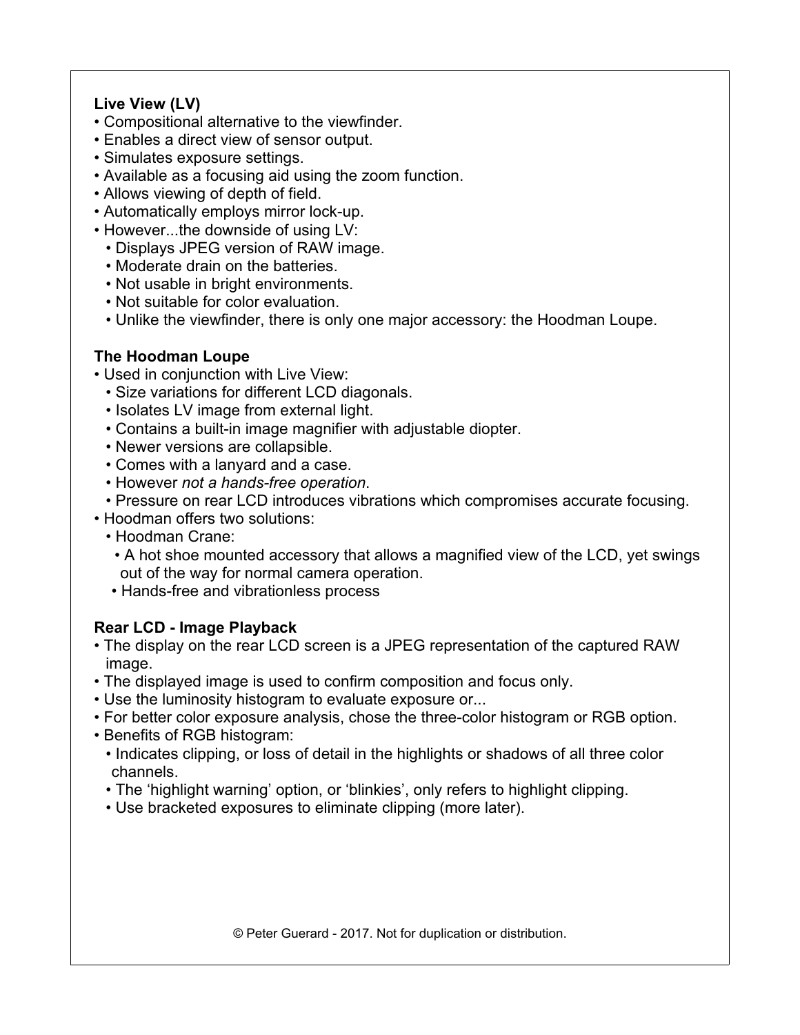**Live View (LV)**

- Compositional alternative to the viewfinder.
- Enables a direct view of sensor output.
- Simulates exposure settings.
- Available as a focusing aid using the zoom function.
- Allows viewing of depth of field.
- Automatically employs mirror lock-up.
- However...the downside of using LV:
  - Displays JPEG version of RAW image.
  - Moderate drain on the batteries.
  - Not usable in bright environments.
  - Not suitable for color evaluation.
  - Unlike the viewfinder, there is only one major accessory: the Hoodman Loupe.

**The Hoodman Loupe**

- Used in conjunction with Live View:
  - Size variations for different LCD diagonals.
  - Isolates LV image from external light.
  - Contains a built-in image magnifier with adjustable diopter.
  - Newer versions are collapsible.
  - Comes with a lanyard and a case.
  - However *not a hands-free operation*.
  - Pressure on rear LCD introduces vibrations which compromises accurate focusing.
- Hoodman offers two solutions:
  - Hoodman Crane:
    - A hot shoe mounted accessory that allows a magnified view of the LCD, yet swings out of the way for normal camera operation.
    - Hands-free and vibrationless process

**Rear LCD - Image Playback**

- The display on the rear LCD screen is a JPEG representation of the captured RAW image.
- The displayed image is used to confirm composition and focus only.
- Use the luminosity histogram to evaluate exposure or...
- For better color exposure analysis, chose the three-color histogram or RGB option.
- Benefits of RGB histogram:
  - Indicates clipping, or loss of detail in the highlights or shadows of all three color channels.
  - The 'highlight warning' option, or 'blinkies', only refers to highlight clipping.
  - Use bracketed exposures to eliminate clipping (more later).

© Peter Guerard - 2017. Not for duplication or distribution.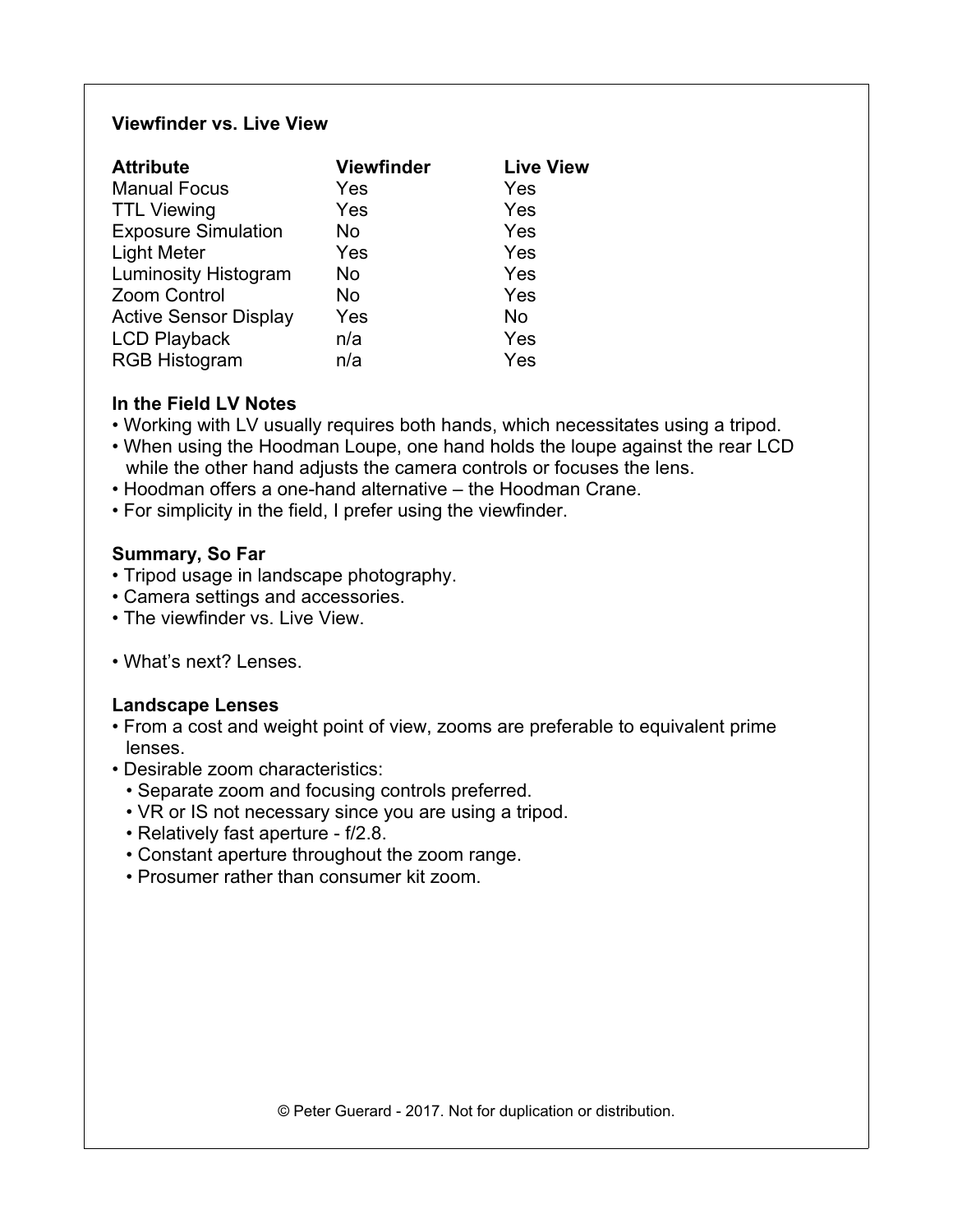**Viewfinder vs. Live View**

| Attribute | Viewfinder | Live View |
| --- | --- | --- |
| Manual Focus | Yes | Yes |
| TTL Viewing | Yes | Yes |
| Exposure Simulation | No | Yes |
| Light Meter | Yes | Yes |
| Luminosity Histogram | No | Yes |
| Zoom Control | No | Yes |
| Active Sensor Display | Yes | No |
| LCD Playback | n/a | Yes |
| RGB Histogram | n/a | Yes |

**In the Field LV Notes**

- Working with LV usually requires both hands, which necessitates using a tripod.
- When using the Hoodman Loupe, one hand holds the loupe against the rear LCD while the other hand adjusts the camera controls or focuses the lens.
- Hoodman offers a one-hand alternative – the Hoodman Crane.
- For simplicity in the field, I prefer using the viewfinder.

**Summary, So Far**

- Tripod usage in landscape photography.
- Camera settings and accessories.
- The viewfinder vs. Live View.

- What's next? Lenses.

**Landscape Lenses**

- From a cost and weight point of view, zooms are preferable to equivalent prime lenses.
- Desirable zoom characteristics:
  - Separate zoom and focusing controls preferred.
  - VR or IS not necessary since you are using a tripod.
  - Relatively fast aperture - f/2.8.
  - Constant aperture throughout the zoom range.
  - Prosumer rather than consumer kit zoom.

© Peter Guerard - 2017. Not for duplication or distribution.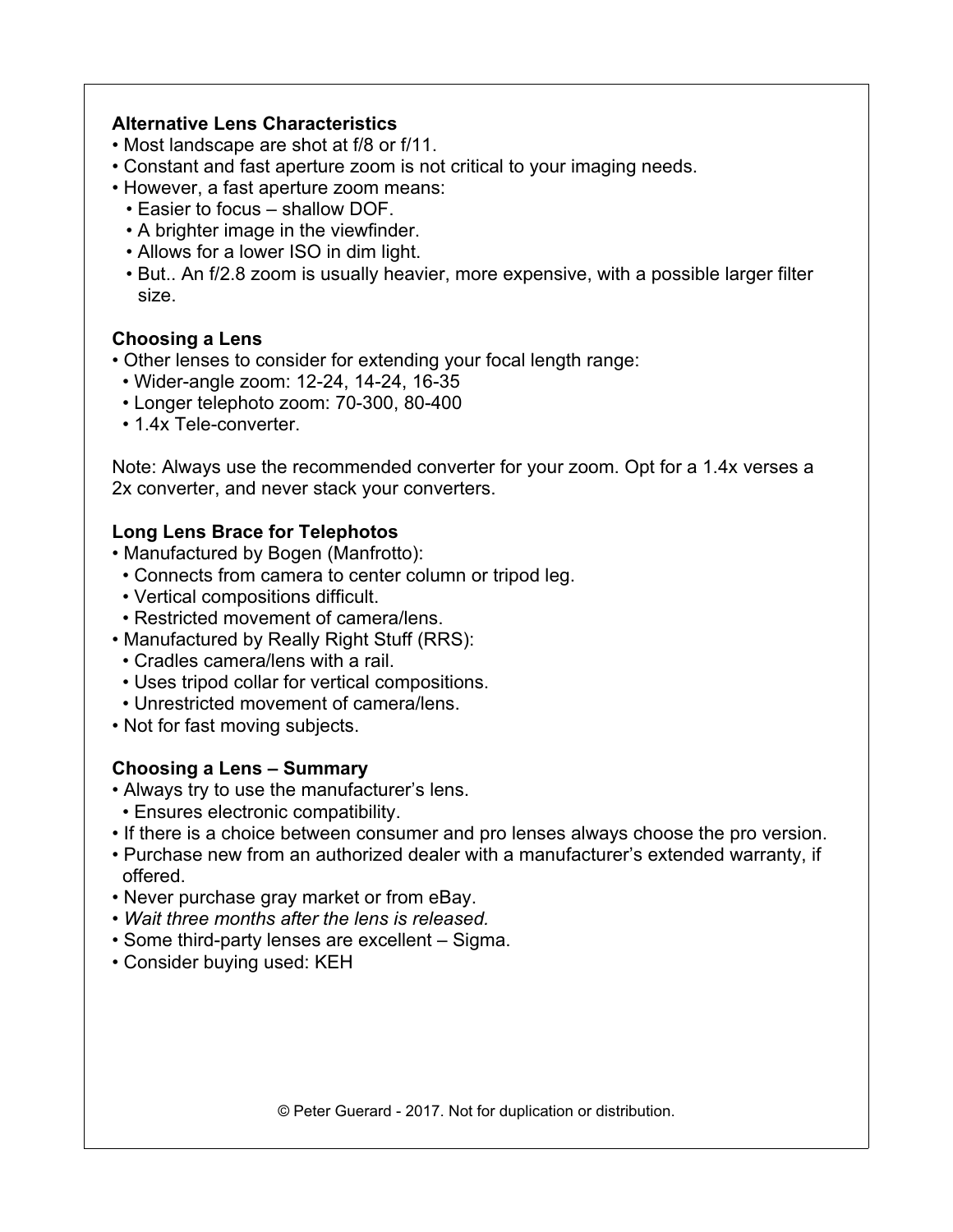**Alternative Lens Characteristics**

- Most landscape are shot at f/8 or f/11.
- Constant and fast aperture zoom is not critical to your imaging needs.
- However, a fast aperture zoom means:
  - Easier to focus – shallow DOF.
  - A brighter image in the viewfinder.
  - Allows for a lower ISO in dim light.
  - But.. An f/2.8 zoom is usually heavier, more expensive, with a possible larger filter size.

**Choosing a Lens**

- Other lenses to consider for extending your focal length range:
  - Wider-angle zoom: 12-24, 14-24, 16-35
  - Longer telephoto zoom: 70-300, 80-400
  - 1.4x Tele-converter.

Note: Always use the recommended converter for your zoom. Opt for a 1.4x verses a 2x converter, and never stack your converters.

**Long Lens Brace for Telephotos**

- Manufactured by Bogen (Manfrotto):
  - Connects from camera to center column or tripod leg.
  - Vertical compositions difficult.
  - Restricted movement of camera/lens.
- Manufactured by Really Right Stuff (RRS):
  - Cradles camera/lens with a rail.
  - Uses tripod collar for vertical compositions.
  - Unrestricted movement of camera/lens.
- Not for fast moving subjects.

**Choosing a Lens – Summary**

- Always try to use the manufacturer's lens.
  - Ensures electronic compatibility.
- If there is a choice between consumer and pro lenses always choose the pro version.
- Purchase new from an authorized dealer with a manufacturer's extended warranty, if offered.
- Never purchase gray market or from eBay.
- *Wait three months after the lens is released.*
- Some third-party lenses are excellent – Sigma.
- Consider buying used: KEH

© Peter Guerard - 2017. Not for duplication or distribution.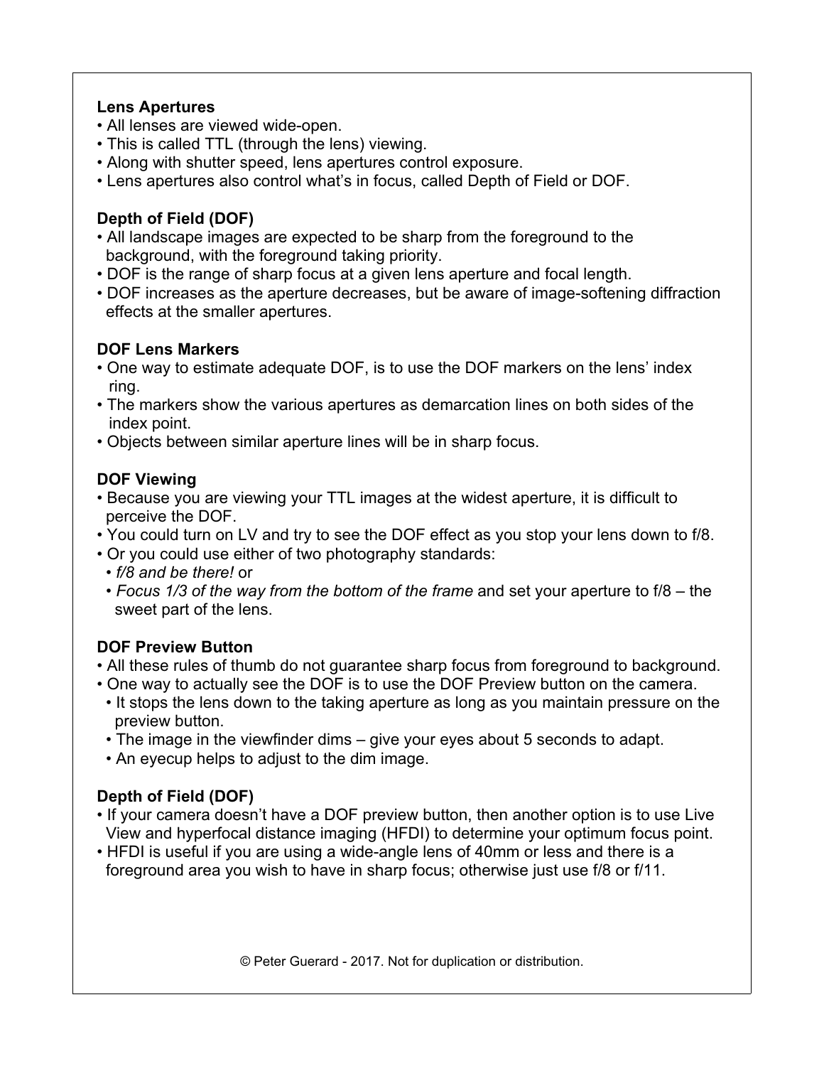**Lens Apertures**

- All lenses are viewed wide-open.
- This is called TTL (through the lens) viewing.
- Along with shutter speed, lens apertures control exposure.
- Lens apertures also control what's in focus, called Depth of Field or DOF.

**Depth of Field (DOF)**

- All landscape images are expected to be sharp from the foreground to the background, with the foreground taking priority.
- DOF is the range of sharp focus at a given lens aperture and focal length.
- DOF increases as the aperture decreases, but be aware of image-softening diffraction effects at the smaller apertures.

**DOF Lens Markers**

- One way to estimate adequate DOF, is to use the DOF markers on the lens' index ring.
- The markers show the various apertures as demarcation lines on both sides of the index point.
- Objects between similar aperture lines will be in sharp focus.

**DOF Viewing**

- Because you are viewing your TTL images at the widest aperture, it is difficult to perceive the DOF.
- You could turn on LV and try to see the DOF effect as you stop your lens down to f/8.
- Or you could use either of two photography standards:
  - *f/8 and be there!* or
  - *Focus 1/3 of the way from the bottom of the frame* and set your aperture to f/8 – the sweet part of the lens.

**DOF Preview Button**

- All these rules of thumb do not guarantee sharp focus from foreground to background.
- One way to actually see the DOF is to use the DOF Preview button on the camera.
  - It stops the lens down to the taking aperture as long as you maintain pressure on the preview button.
  - The image in the viewfinder dims – give your eyes about 5 seconds to adapt.
  - An eyecup helps to adjust to the dim image.

**Depth of Field (DOF)**

- If your camera doesn't have a DOF preview button, then another option is to use Live View and hyperfocal distance imaging (HFDI) to determine your optimum focus point.
- HFDI is useful if you are using a wide-angle lens of 40mm or less and there is a foreground area you wish to have in sharp focus; otherwise just use f/8 or f/11.

© Peter Guerard - 2017. Not for duplication or distribution.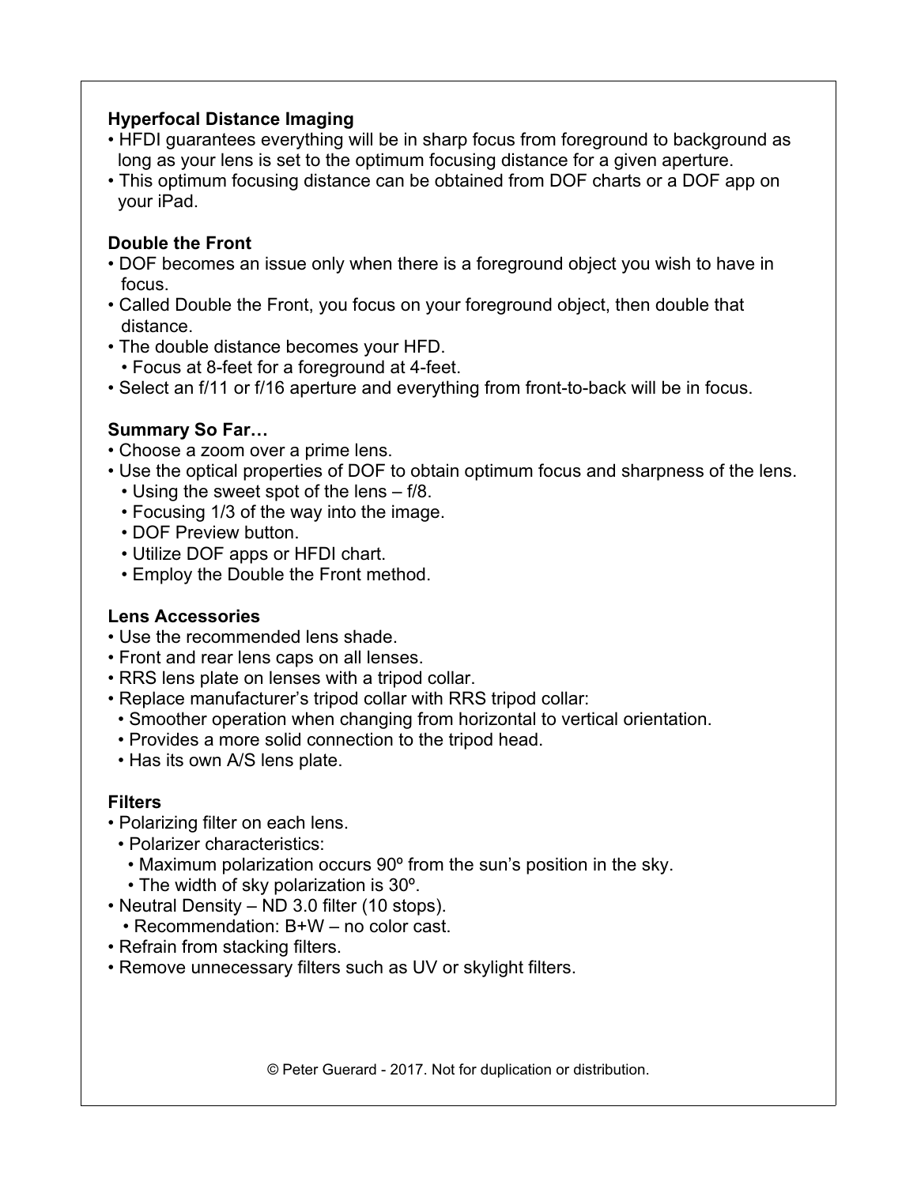**Hyperfocal Distance Imaging**

- HFDI guarantees everything will be in sharp focus from foreground to background as long as your lens is set to the optimum focusing distance for a given aperture.
- This optimum focusing distance can be obtained from DOF charts or a DOF app on your iPad.

**Double the Front**

- DOF becomes an issue only when there is a foreground object you wish to have in focus.
- Called Double the Front, you focus on your foreground object, then double that distance.
- The double distance becomes your HFD.
  - Focus at 8-feet for a foreground at 4-feet.
- Select an f/11 or f/16 aperture and everything from front-to-back will be in focus.

**Summary So Far…**

- Choose a zoom over a prime lens.
- Use the optical properties of DOF to obtain optimum focus and sharpness of the lens.
  - Using the sweet spot of the lens – f/8.
  - Focusing 1/3 of the way into the image.
  - DOF Preview button.
  - Utilize DOF apps or HFDI chart.
  - Employ the Double the Front method.

**Lens Accessories**

- Use the recommended lens shade.
- Front and rear lens caps on all lenses.
- RRS lens plate on lenses with a tripod collar.
- Replace manufacturer's tripod collar with RRS tripod collar:
  - Smoother operation when changing from horizontal to vertical orientation.
  - Provides a more solid connection to the tripod head.
  - Has its own A/S lens plate.

**Filters**

- Polarizing filter on each lens.
  - Polarizer characteristics:
    - Maximum polarization occurs 90º from the sun's position in the sky.
    - The width of sky polarization is 30º.
- Neutral Density – ND 3.0 filter (10 stops).
  - Recommendation: B+W – no color cast.
- Refrain from stacking filters.
- Remove unnecessary filters such as UV or skylight filters.

© Peter Guerard - 2017. Not for duplication or distribution.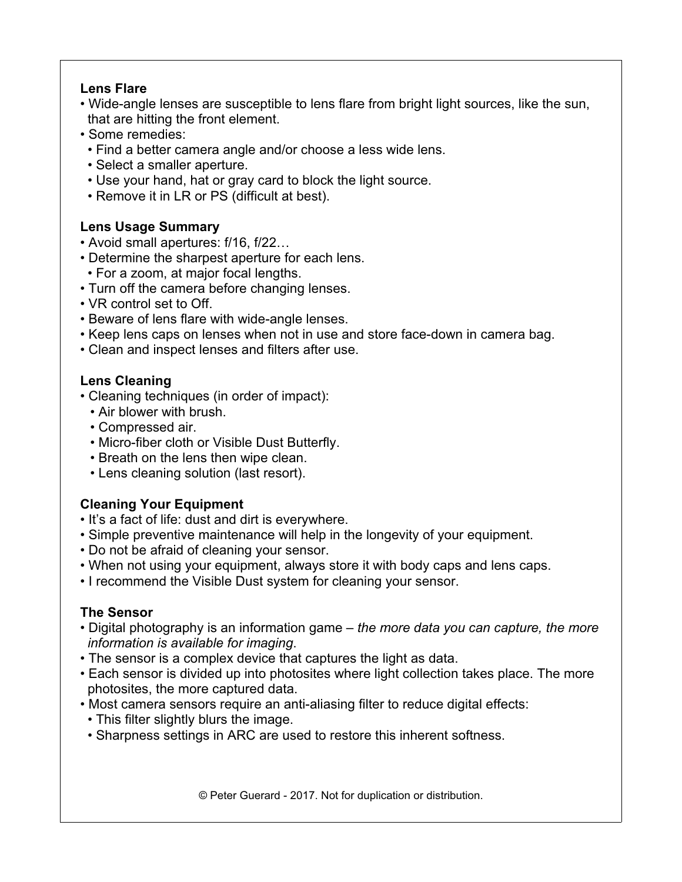**Lens Flare**

- Wide-angle lenses are susceptible to lens flare from bright light sources, like the sun, that are hitting the front element.
- Some remedies:
  - Find a better camera angle and/or choose a less wide lens.
  - Select a smaller aperture.
  - Use your hand, hat or gray card to block the light source.
  - Remove it in LR or PS (difficult at best).

**Lens Usage Summary**

- Avoid small apertures: f/16, f/22…
- Determine the sharpest aperture for each lens.
  - For a zoom, at major focal lengths.
- Turn off the camera before changing lenses.
- VR control set to Off.
- Beware of lens flare with wide-angle lenses.
- Keep lens caps on lenses when not in use and store face-down in camera bag.
- Clean and inspect lenses and filters after use.

**Lens Cleaning**

- Cleaning techniques (in order of impact):
  - Air blower with brush.
  - Compressed air.
  - Micro-fiber cloth or Visible Dust Butterfly.
  - Breath on the lens then wipe clean.
  - Lens cleaning solution (last resort).

**Cleaning Your Equipment**

- It's a fact of life: dust and dirt is everywhere.
- Simple preventive maintenance will help in the longevity of your equipment.
- Do not be afraid of cleaning your sensor.
- When not using your equipment, always store it with body caps and lens caps.
- I recommend the Visible Dust system for cleaning your sensor.

**The Sensor**

- Digital photography is an information game – *the more data you can capture, the more information is available for imaging*.
- The sensor is a complex device that captures the light as data.
- Each sensor is divided up into photosites where light collection takes place. The more photosites, the more captured data.
- Most camera sensors require an anti-aliasing filter to reduce digital effects:
  - This filter slightly blurs the image.
  - Sharpness settings in ARC are used to restore this inherent softness.

© Peter Guerard - 2017. Not for duplication or distribution.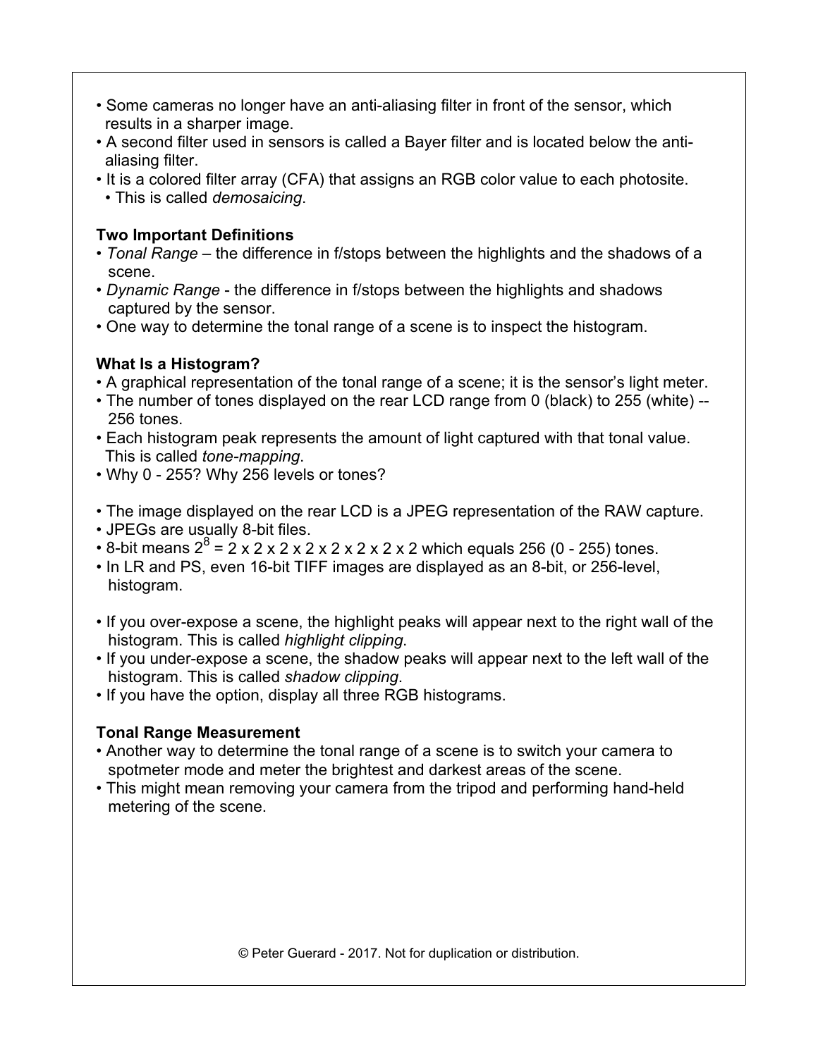- Some cameras no longer have an anti-aliasing filter in front of the sensor, which results in a sharper image.
- A second filter used in sensors is called a Bayer filter and is located below the anti-aliasing filter.
- It is a colored filter array (CFA) that assigns an RGB color value to each photosite.
  - This is called *demosaicing*.

**Two Important Definitions**

- *Tonal Range* – the difference in f/stops between the highlights and the shadows of a scene.
- *Dynamic Range* - the difference in f/stops between the highlights and shadows captured by the sensor.
- One way to determine the tonal range of a scene is to inspect the histogram.

**What Is a Histogram?**

- A graphical representation of the tonal range of a scene; it is the sensor's light meter.
- The number of tones displayed on the rear LCD range from 0 (black) to 255 (white) -- 256 tones.
- Each histogram peak represents the amount of light captured with that tonal value. This is called *tone-mapping*.
- Why 0 - 255? Why 256 levels or tones?

- The image displayed on the rear LCD is a JPEG representation of the RAW capture.
- JPEGs are usually 8-bit files.
- 8-bit means $2^8 = 2 \times 2 \times 2 \times 2 \times 2 \times 2 \times 2 \times 2$ which equals 256 (0 - 255) tones.
- In LR and PS, even 16-bit TIFF images are displayed as an 8-bit, or 256-level, histogram.

- If you over-expose a scene, the highlight peaks will appear next to the right wall of the histogram. This is called *highlight clipping*.
- If you under-expose a scene, the shadow peaks will appear next to the left wall of the histogram. This is called *shadow clipping*.
- If you have the option, display all three RGB histograms.

**Tonal Range Measurement**

- Another way to determine the tonal range of a scene is to switch your camera to spotmeter mode and meter the brightest and darkest areas of the scene.
- This might mean removing your camera from the tripod and performing hand-held metering of the scene.

© Peter Guerard - 2017. Not for duplication or distribution.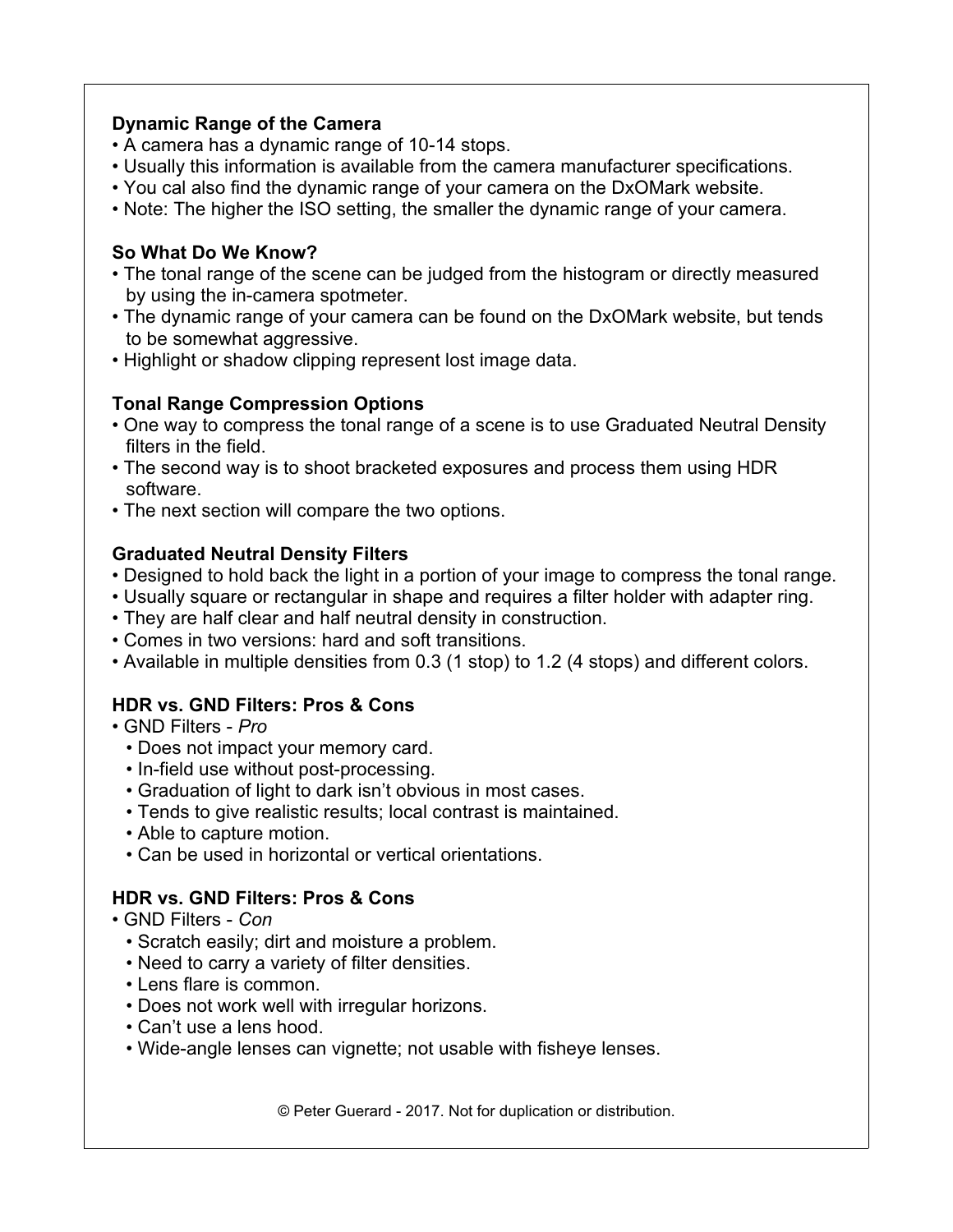### Dynamic Range of the Camera

- A camera has a dynamic range of 10-14 stops.
- Usually this information is available from the camera manufacturer specifications.
- You cal also find the dynamic range of your camera on the DxOMark website.
- Note: The higher the ISO setting, the smaller the dynamic range of your camera.

### So What Do We Know?

- The tonal range of the scene can be judged from the histogram or directly measured by using the in-camera spotmeter.
- The dynamic range of your camera can be found on the DxOMark website, but tends to be somewhat aggressive.
- Highlight or shadow clipping represent lost image data.

### Tonal Range Compression Options

- One way to compress the tonal range of a scene is to use Graduated Neutral Density filters in the field.
- The second way is to shoot bracketed exposures and process them using HDR software.
- The next section will compare the two options.

### Graduated Neutral Density Filters

- Designed to hold back the light in a portion of your image to compress the tonal range.
- Usually square or rectangular in shape and requires a filter holder with adapter ring.
- They are half clear and half neutral density in construction.
- Comes in two versions: hard and soft transitions.
- Available in multiple densities from 0.3 (1 stop) to 1.2 (4 stops) and different colors.

### HDR vs. GND Filters: Pros & Cons

- GND Filters - *Pro*
  - Does not impact your memory card.
  - In-field use without post-processing.
  - Graduation of light to dark isn't obvious in most cases.
  - Tends to give realistic results; local contrast is maintained.
  - Able to capture motion.
  - Can be used in horizontal or vertical orientations.

### HDR vs. GND Filters: Pros & Cons

- GND Filters - *Con*
  - Scratch easily; dirt and moisture a problem.
  - Need to carry a variety of filter densities.
  - Lens flare is common.
  - Does not work well with irregular horizons.
  - Can't use a lens hood.
  - Wide-angle lenses can vignette; not usable with fisheye lenses.

© Peter Guerard - 2017. Not for duplication or distribution.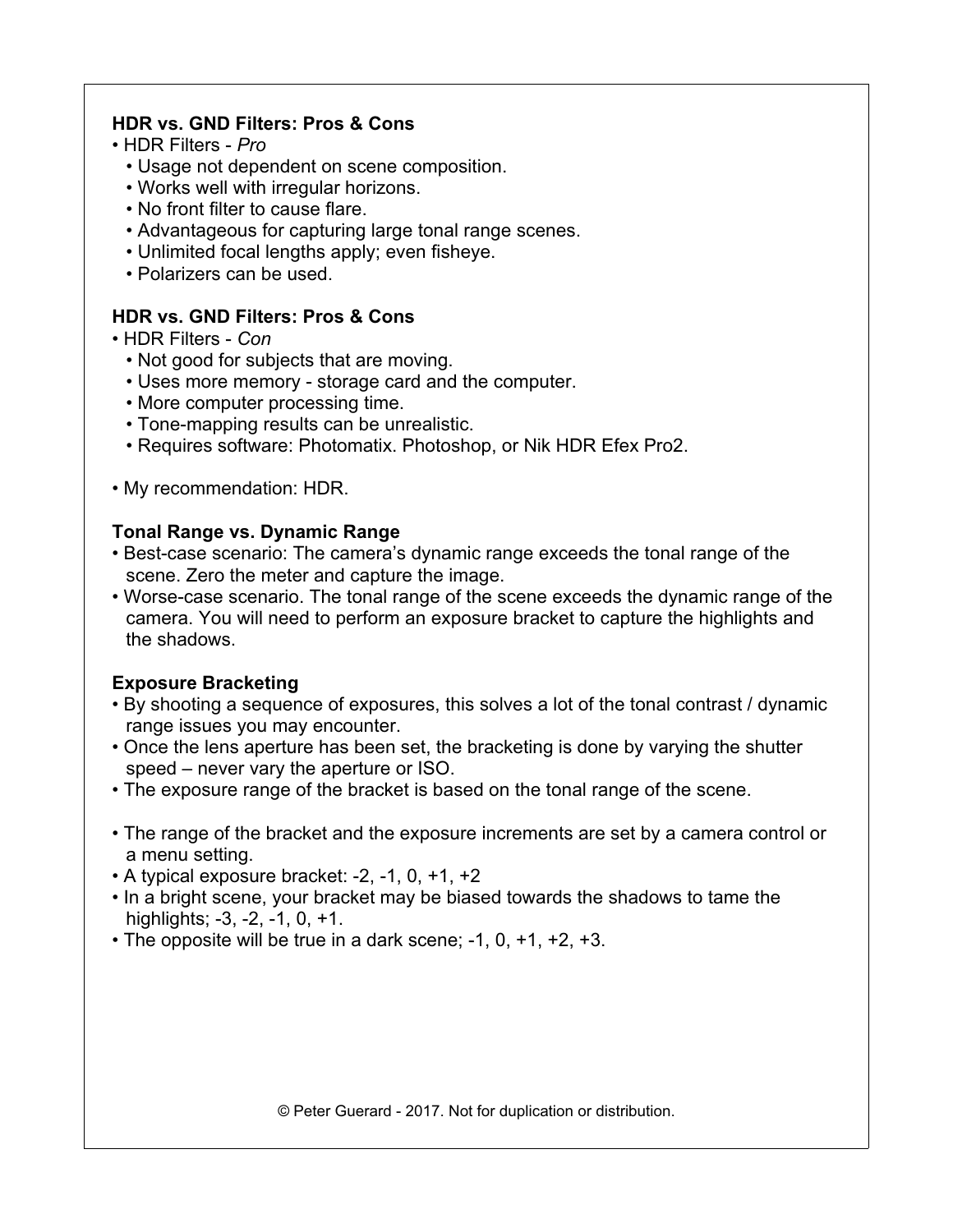**HDR vs. GND Filters: Pros & Cons**

- HDR Filters - *Pro*
  - Usage not dependent on scene composition.
  - Works well with irregular horizons.
  - No front filter to cause flare.
  - Advantageous for capturing large tonal range scenes.
  - Unlimited focal lengths apply; even fisheye.
  - Polarizers can be used.

**HDR vs. GND Filters: Pros & Cons**

- HDR Filters - *Con*
  - Not good for subjects that are moving.
  - Uses more memory - storage card and the computer.
  - More computer processing time.
  - Tone-mapping results can be unrealistic.
  - Requires software: Photomatix. Photoshop, or Nik HDR Efex Pro2.

- My recommendation: HDR.

**Tonal Range vs. Dynamic Range**

- Best-case scenario: The camera's dynamic range exceeds the tonal range of the scene. Zero the meter and capture the image.
- Worse-case scenario. The tonal range of the scene exceeds the dynamic range of the camera. You will need to perform an exposure bracket to capture the highlights and the shadows.

**Exposure Bracketing**

- By shooting a sequence of exposures, this solves a lot of the tonal contrast / dynamic range issues you may encounter.
- Once the lens aperture has been set, the bracketing is done by varying the shutter speed – never vary the aperture or ISO.
- The exposure range of the bracket is based on the tonal range of the scene.

- The range of the bracket and the exposure increments are set by a camera control or a menu setting.
- A typical exposure bracket: -2, -1, 0, +1, +2
- In a bright scene, your bracket may be biased towards the shadows to tame the highlights; -3, -2, -1, 0, +1.
- The opposite will be true in a dark scene; -1, 0, +1, +2, +3.

© Peter Guerard - 2017. Not for duplication or distribution.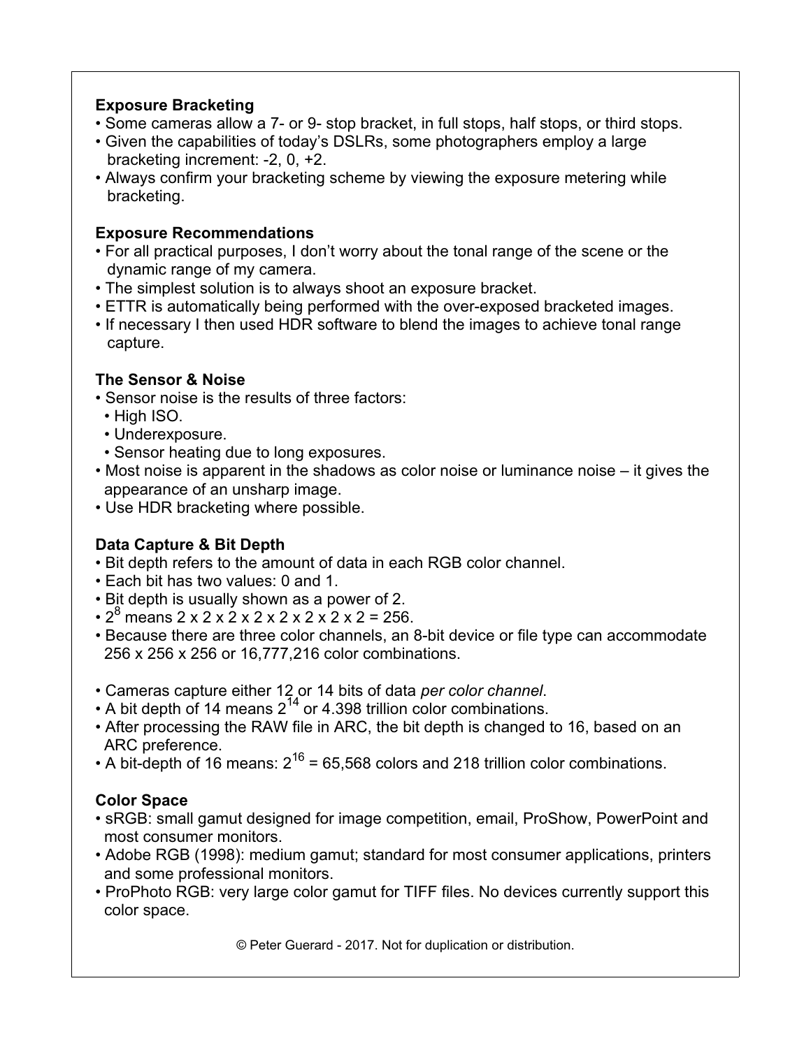**Exposure Bracketing**

- Some cameras allow a 7- or 9- stop bracket, in full stops, half stops, or third stops.
- Given the capabilities of today's DSLRs, some photographers employ a large bracketing increment: -2, 0, +2.
- Always confirm your bracketing scheme by viewing the exposure metering while bracketing.

**Exposure Recommendations**

- For all practical purposes, I don't worry about the tonal range of the scene or the dynamic range of my camera.
- The simplest solution is to always shoot an exposure bracket.
- ETTR is automatically being performed with the over-exposed bracketed images.
- If necessary I then used HDR software to blend the images to achieve tonal range capture.

**The Sensor & Noise**

- Sensor noise is the results of three factors:
  - High ISO.
  - Underexposure.
  - Sensor heating due to long exposures.
- Most noise is apparent in the shadows as color noise or luminance noise – it gives the appearance of an unsharp image.
- Use HDR bracketing where possible.

**Data Capture & Bit Depth**

- Bit depth refers to the amount of data in each RGB color channel.
- Each bit has two values: 0 and 1.
- Bit depth is usually shown as a power of 2.
- $2^8$ means 2 x 2 x 2 x 2 x 2 x 2 x 2 x 2 = 256.
- Because there are three color channels, an 8-bit device or file type can accommodate 256 x 256 x 256 or 16,777,216 color combinations.

- Cameras capture either 12 or 14 bits of data *per color channel*.
- A bit depth of 14 means $2^{14}$ or 4.398 trillion color combinations.
- After processing the RAW file in ARC, the bit depth is changed to 16, based on an ARC preference.
- A bit-depth of 16 means: $2^{16}$ = 65,568 colors and 218 trillion color combinations.

**Color Space**

- sRGB: small gamut designed for image competition, email, ProShow, PowerPoint and most consumer monitors.
- Adobe RGB (1998): medium gamut; standard for most consumer applications, printers and some professional monitors.
- ProPhoto RGB: very large color gamut for TIFF files. No devices currently support this color space.

© Peter Guerard - 2017. Not for duplication or distribution.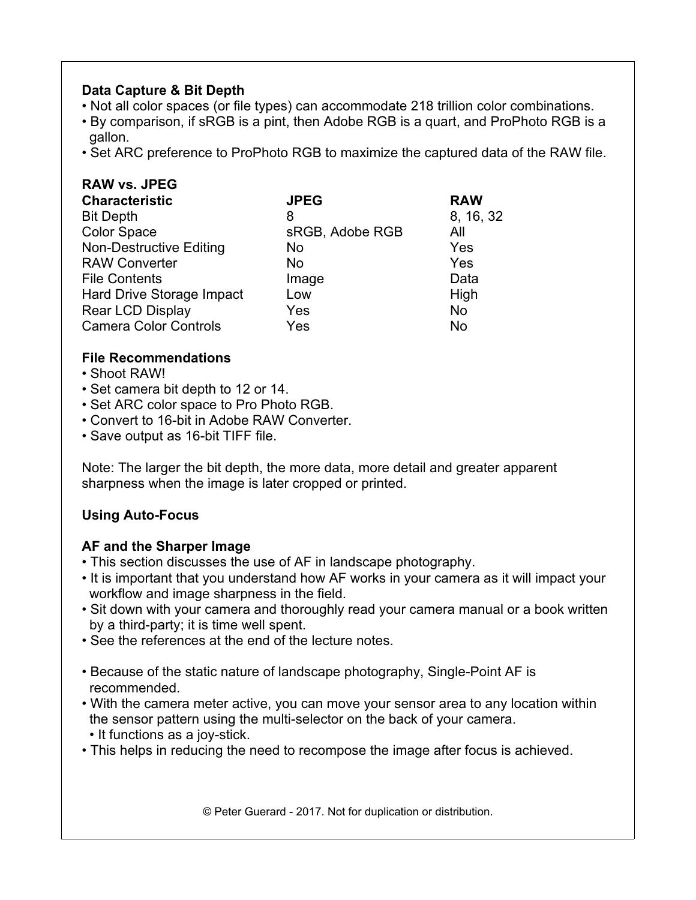**Data Capture & Bit Depth**

- Not all color spaces (or file types) can accommodate 218 trillion color combinations.
- By comparison, if sRGB is a pint, then Adobe RGB is a quart, and ProPhoto RGB is a gallon.
- Set ARC preference to ProPhoto RGB to maximize the captured data of the RAW file.

**RAW vs. JPEG**

| Characteristic | JPEG | RAW |
|---|---|---|
| Bit Depth | 8 | 8, 16, 32 |
| Color Space | sRGB, Adobe RGB | All |
| Non-Destructive Editing | No | Yes |
| RAW Converter | No | Yes |
| File Contents | Image | Data |
| Hard Drive Storage Impact | Low | High |
| Rear LCD Display | Yes | No |
| Camera Color Controls | Yes | No |

**File Recommendations**

- Shoot RAW!
- Set camera bit depth to 12 or 14.
- Set ARC color space to Pro Photo RGB.
- Convert to 16-bit in Adobe RAW Converter.
- Save output as 16-bit TIFF file.

Note: The larger the bit depth, the more data, more detail and greater apparent sharpness when the image is later cropped or printed.

**Using Auto-Focus**

**AF and the Sharper Image**

- This section discusses the use of AF in landscape photography.
- It is important that you understand how AF works in your camera as it will impact your workflow and image sharpness in the field.
- Sit down with your camera and thoroughly read your camera manual or a book written by a third-party; it is time well spent.
- See the references at the end of the lecture notes.

- Because of the static nature of landscape photography, Single-Point AF is recommended.
- With the camera meter active, you can move your sensor area to any location within the sensor pattern using the multi-selector on the back of your camera.
  - It functions as a joy-stick.
- This helps in reducing the need to recompose the image after focus is achieved.

© Peter Guerard - 2017. Not for duplication or distribution.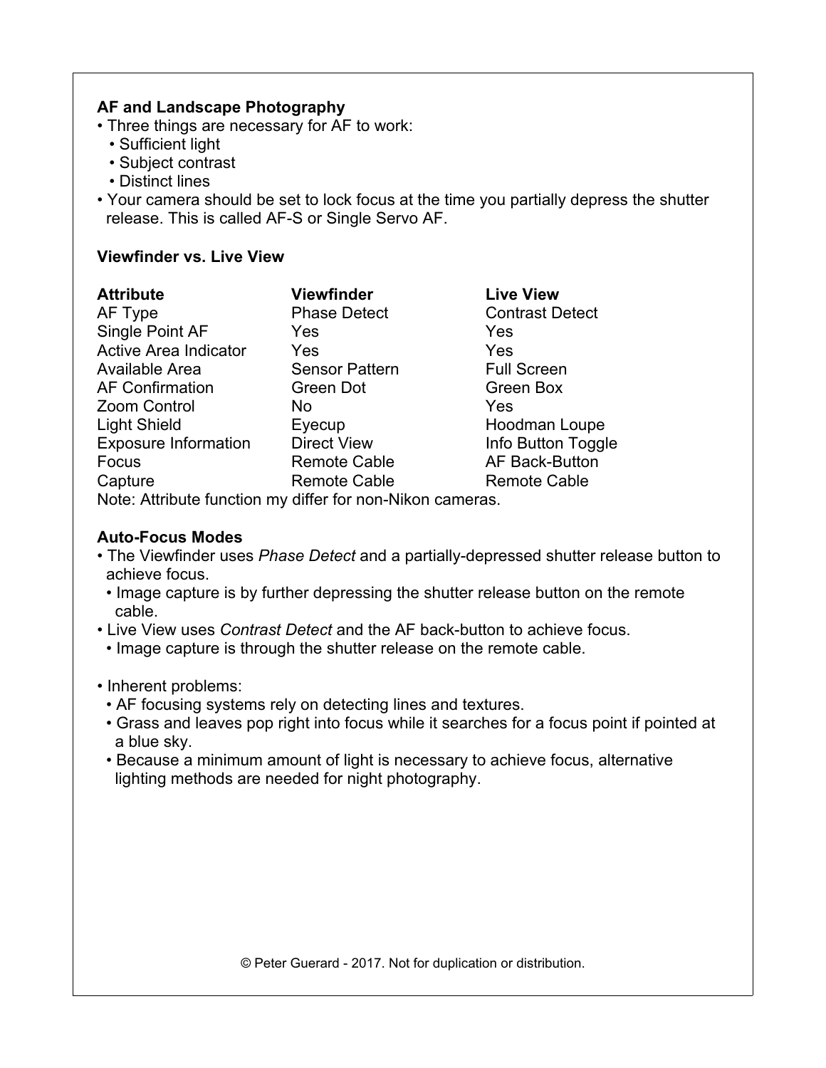### AF and Landscape Photography

- Three things are necessary for AF to work:
  - Sufficient light
  - Subject contrast
  - Distinct lines
- Your camera should be set to lock focus at the time you partially depress the shutter release. This is called AF-S or Single Servo AF.

### Viewfinder vs. Live View

| Attribute | Viewfinder | Live View |
|---|---|---|
| AF Type | Phase Detect | Contrast Detect |
| Single Point AF | Yes | Yes |
| Active Area Indicator | Yes | Yes |
| Available Area | Sensor Pattern | Full Screen |
| AF Confirmation | Green Dot | Green Box |
| Zoom Control | No | Yes |
| Light Shield | Eyecup | Hoodman Loupe |
| Exposure Information | Direct View | Info Button Toggle |
| Focus | Remote Cable | AF Back-Button |
| Capture | Remote Cable | Remote Cable |

Note: Attribute function my differ for non-Nikon cameras.

### Auto-Focus Modes

- The Viewfinder uses *Phase Detect* and a partially-depressed shutter release button to achieve focus.
  - Image capture is by further depressing the shutter release button on the remote cable.
- Live View uses *Contrast Detect* and the AF back-button to achieve focus.
  - Image capture is through the shutter release on the remote cable.

- Inherent problems:
  - AF focusing systems rely on detecting lines and textures.
  - Grass and leaves pop right into focus while it searches for a focus point if pointed at a blue sky.
  - Because a minimum amount of light is necessary to achieve focus, alternative lighting methods are needed for night photography.

© Peter Guerard - 2017. Not for duplication or distribution.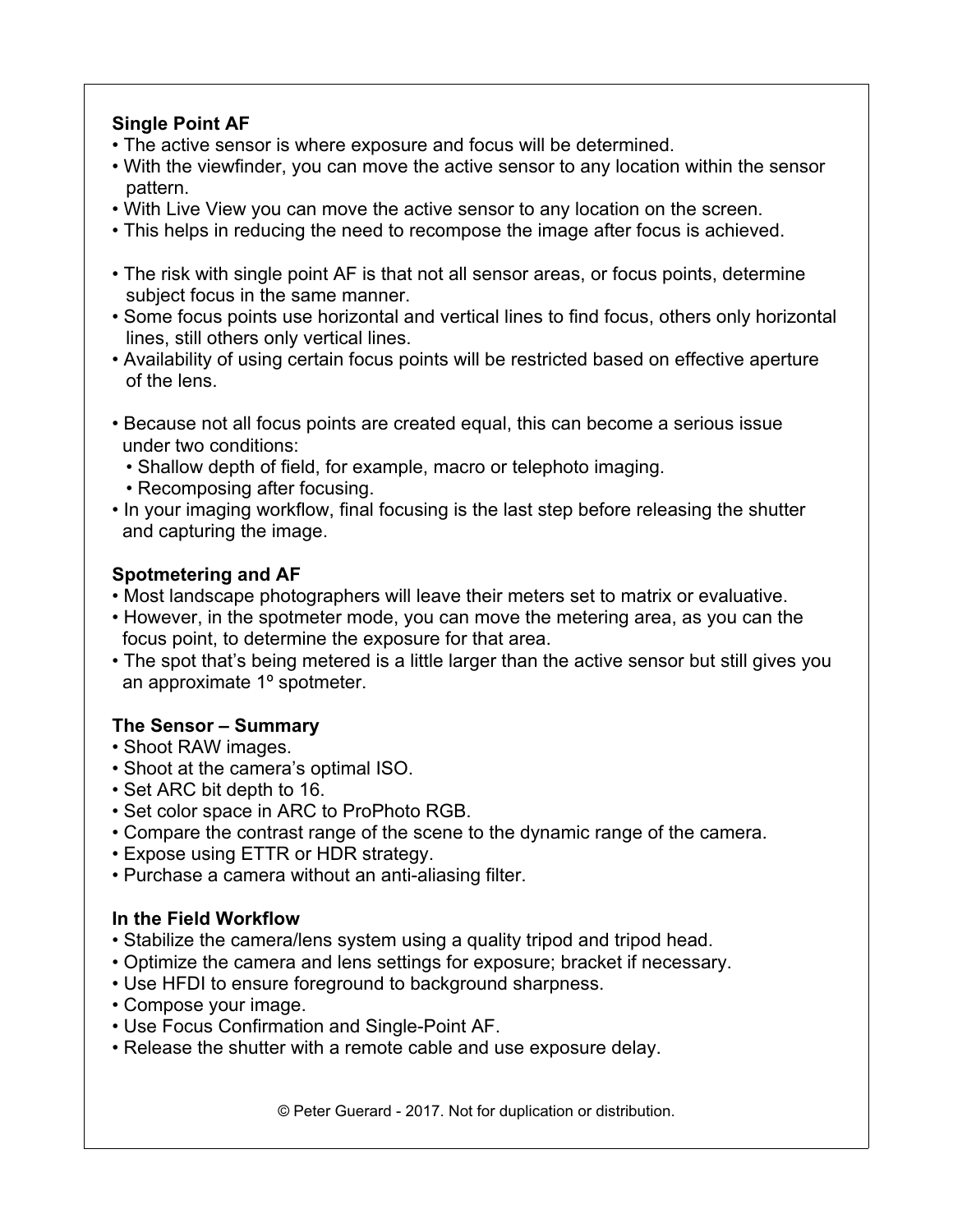**Single Point AF**

- The active sensor is where exposure and focus will be determined.
- With the viewfinder, you can move the active sensor to any location within the sensor pattern.
- With Live View you can move the active sensor to any location on the screen.
- This helps in reducing the need to recompose the image after focus is achieved.

- The risk with single point AF is that not all sensor areas, or focus points, determine subject focus in the same manner.
- Some focus points use horizontal and vertical lines to find focus, others only horizontal lines, still others only vertical lines.
- Availability of using certain focus points will be restricted based on effective aperture of the lens.

- Because not all focus points are created equal, this can become a serious issue under two conditions:
  - Shallow depth of field, for example, macro or telephoto imaging.
  - Recomposing after focusing.
- In your imaging workflow, final focusing is the last step before releasing the shutter and capturing the image.

**Spotmetering and AF**

- Most landscape photographers will leave their meters set to matrix or evaluative.
- However, in the spotmeter mode, you can move the metering area, as you can the focus point, to determine the exposure for that area.
- The spot that's being metered is a little larger than the active sensor but still gives you an approximate 1º spotmeter.

**The Sensor – Summary**

- Shoot RAW images.
- Shoot at the camera's optimal ISO.
- Set ARC bit depth to 16.
- Set color space in ARC to ProPhoto RGB.
- Compare the contrast range of the scene to the dynamic range of the camera.
- Expose using ETTR or HDR strategy.
- Purchase a camera without an anti-aliasing filter.

**In the Field Workflow**

- Stabilize the camera/lens system using a quality tripod and tripod head.
- Optimize the camera and lens settings for exposure; bracket if necessary.
- Use HFDI to ensure foreground to background sharpness.
- Compose your image.
- Use Focus Confirmation and Single-Point AF.
- Release the shutter with a remote cable and use exposure delay.

© Peter Guerard - 2017. Not for duplication or distribution.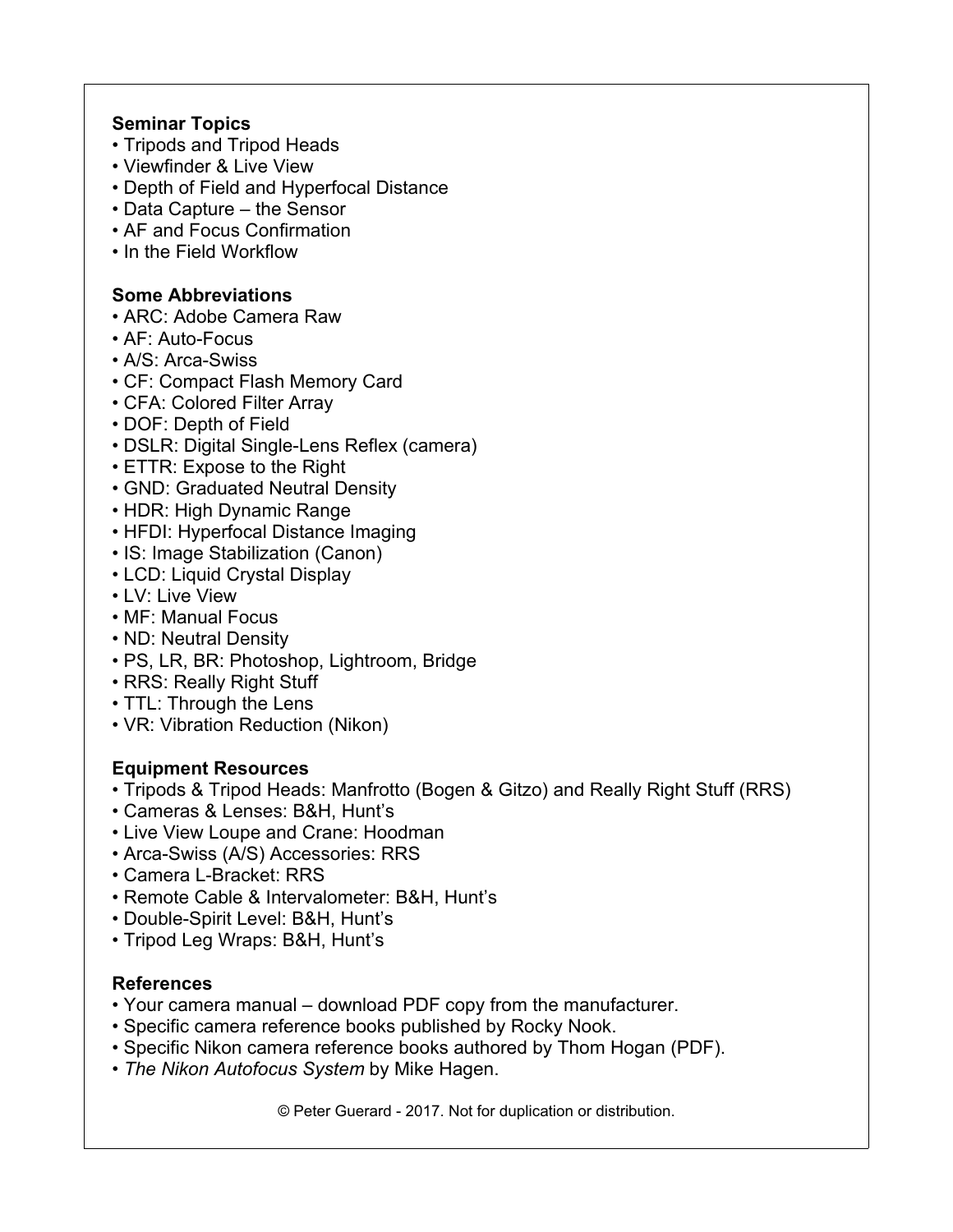**Seminar Topics**

- Tripods and Tripod Heads
- Viewfinder & Live View
- Depth of Field and Hyperfocal Distance
- Data Capture – the Sensor
- AF and Focus Confirmation
- In the Field Workflow

**Some Abbreviations**

- ARC: Adobe Camera Raw
- AF: Auto-Focus
- A/S: Arca-Swiss
- CF: Compact Flash Memory Card
- CFA: Colored Filter Array
- DOF: Depth of Field
- DSLR: Digital Single-Lens Reflex (camera)
- ETTR: Expose to the Right
- GND: Graduated Neutral Density
- HDR: High Dynamic Range
- HFDI: Hyperfocal Distance Imaging
- IS: Image Stabilization (Canon)
- LCD: Liquid Crystal Display
- LV: Live View
- MF: Manual Focus
- ND: Neutral Density
- PS, LR, BR: Photoshop, Lightroom, Bridge
- RRS: Really Right Stuff
- TTL: Through the Lens
- VR: Vibration Reduction (Nikon)

**Equipment Resources**

- Tripods & Tripod Heads: Manfrotto (Bogen & Gitzo) and Really Right Stuff (RRS)
- Cameras & Lenses: B&H, Hunt's
- Live View Loupe and Crane: Hoodman
- Arca-Swiss (A/S) Accessories: RRS
- Camera L-Bracket: RRS
- Remote Cable & Intervalometer: B&H, Hunt's
- Double-Spirit Level: B&H, Hunt's
- Tripod Leg Wraps: B&H, Hunt's

**References**

- Your camera manual – download PDF copy from the manufacturer.
- Specific camera reference books published by Rocky Nook.
- Specific Nikon camera reference books authored by Thom Hogan (PDF).
- *The Nikon Autofocus System* by Mike Hagen.

© Peter Guerard - 2017. Not for duplication or distribution.